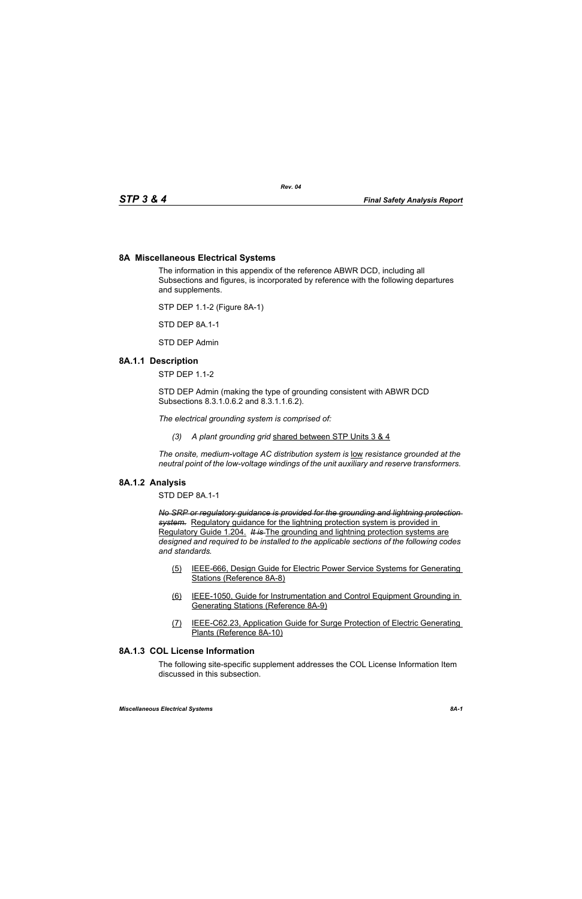## 8A Miscellaneous Electrical Systems

The information in this appendix of the reference ABWR DCD, including all Subsections and figures, is incorporated by reference with the following departures and supplements.

STP DEP 1.1-2 (Figure 8A-1)

STD DEP 8A.1-1

STD DEP Admin

### 8A.1.1 Description

STP DEP 1.1-2

STD DEP Admin (making the type of grounding consistent with ABWR DCD Subsections 8.3.1.0.6.2 and 8.3.1.1.6.2).

*The electrical grounding system is comprised of:*

*(3) A plant grounding grid* shared between STP Units 3 & 4

*The onsite, medium-voltage AC distribution system is* low *resistance grounded at the neutral point of the low-voltage windings of the unit auxiliary and reserve transformers.*

### 8A.1.2 Analysis

STD DEP 8A.1-1

~~*No SRP or regulatory guidance is provided for the grounding and lightning protection system.*~~ Regulatory guidance for the lightning protection system is provided in Regulatory Guide 1.204. ~~*It is*~~ The grounding and lightning protection systems are *designed and required to be installed to the applicable sections of the following codes and standards.*

(5) IEEE-666, Design Guide for Electric Power Service Systems for Generating Stations (Reference 8A-8)

(6) IEEE-1050, Guide for Instrumentation and Control Equipment Grounding in Generating Stations (Reference 8A-9)

(7) IEEE-C62.23, Application Guide for Surge Protection of Electric Generating Plants (Reference 8A-10)

### 8A.1.3 COL License Information

The following site-specific supplement addresses the COL License Information Item discussed in this subsection.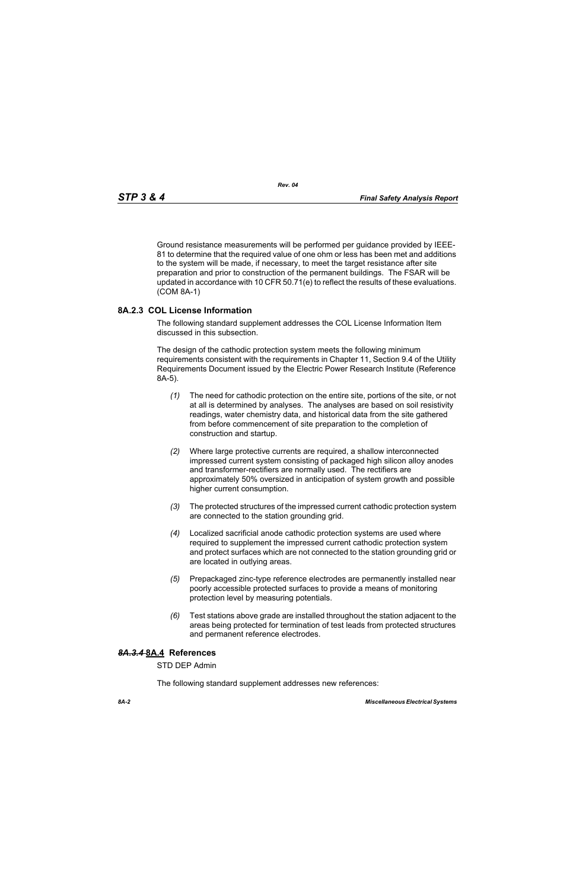Ground resistance measurements will be performed per guidance provided by IEEE-81 to determine that the required value of one ohm or less has been met and additions to the system will be made, if necessary, to meet the target resistance after site preparation and prior to construction of the permanent buildings. The FSAR will be updated in accordance with 10 CFR 50.71(e) to reflect the results of these evaluations. (COM 8A-1)

### 8A.2.3 COL License Information

The following standard supplement addresses the COL License Information Item discussed in this subsection.

The design of the cathodic protection system meets the following minimum requirements consistent with the requirements in Chapter 11, Section 9.4 of the Utility Requirements Document issued by the Electric Power Research Institute (Reference 8A-5).

*(1)* The need for cathodic protection on the entire site, portions of the site, or not at all is determined by analyses. The analyses are based on soil resistivity readings, water chemistry data, and historical data from the site gathered from before commencement of site preparation to the completion of construction and startup.

*(2)* Where large protective currents are required, a shallow interconnected impressed current system consisting of packaged high silicon alloy anodes and transformer-rectifiers are normally used. The rectifiers are approximately 50% oversized in anticipation of system growth and possible higher current consumption.

*(3)* The protected structures of the impressed current cathodic protection system are connected to the station grounding grid.

*(4)* Localized sacrificial anode cathodic protection systems are used where required to supplement the impressed current cathodic protection system and protect surfaces which are not connected to the station grounding grid or are located in outlying areas.

*(5)* Prepackaged zinc-type reference electrodes are permanently installed near poorly accessible protected surfaces to provide a means of monitoring protection level by measuring potentials.

*(6)* Test stations above grade are installed throughout the station adjacent to the areas being protected for termination of test leads from protected structures and permanent reference electrodes.

## ~~*8A.3.4*~~ <u>8A.4</u> References

STD DEP Admin

The following standard supplement addresses new references: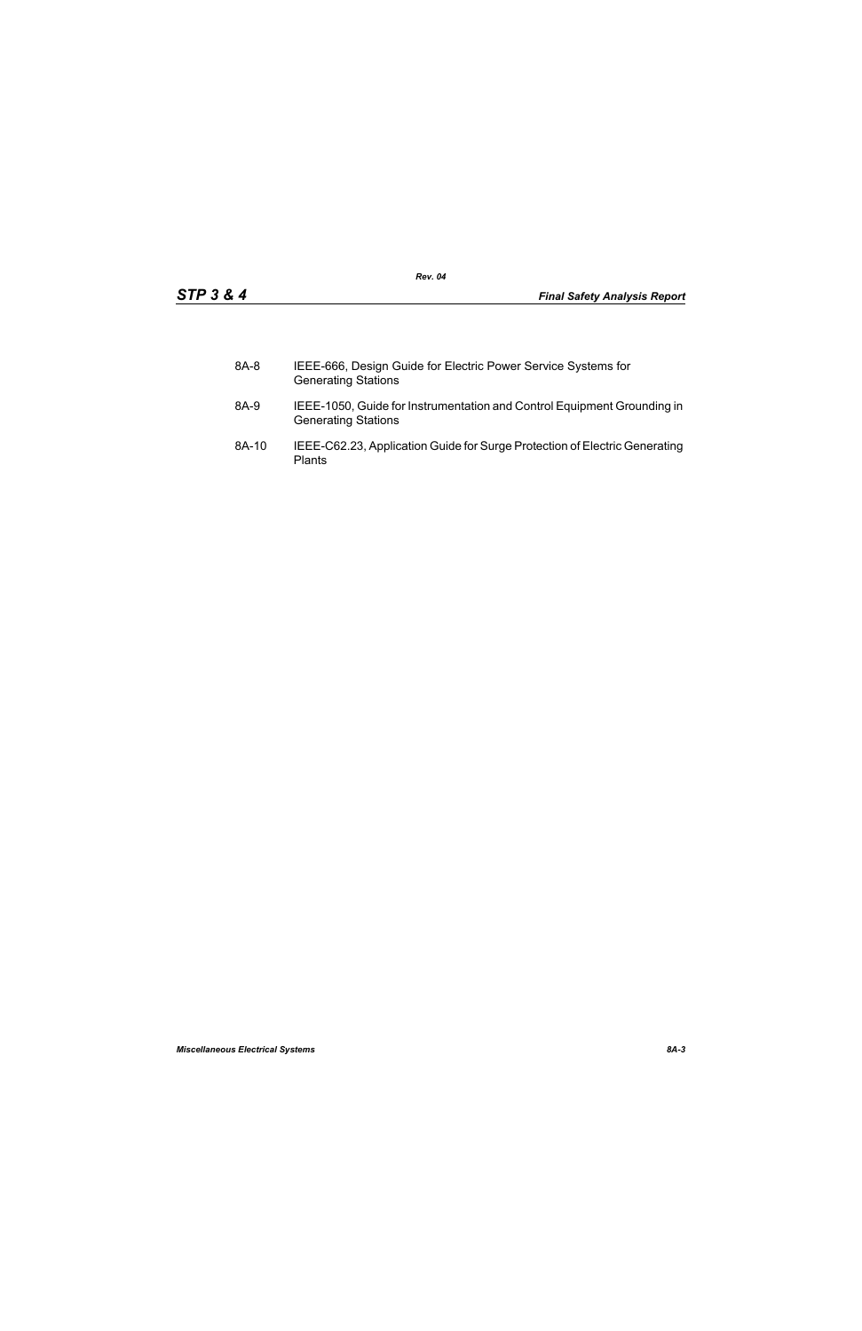| | |
|---|---|
| 8A-8 | IEEE-666, Design Guide for Electric Power Service Systems for Generating Stations |
| 8A-9 | IEEE-1050, Guide for Instrumentation and Control Equipment Grounding in Generating Stations |
| 8A-10 | IEEE-C62.23, Application Guide for Surge Protection of Electric Generating Plants |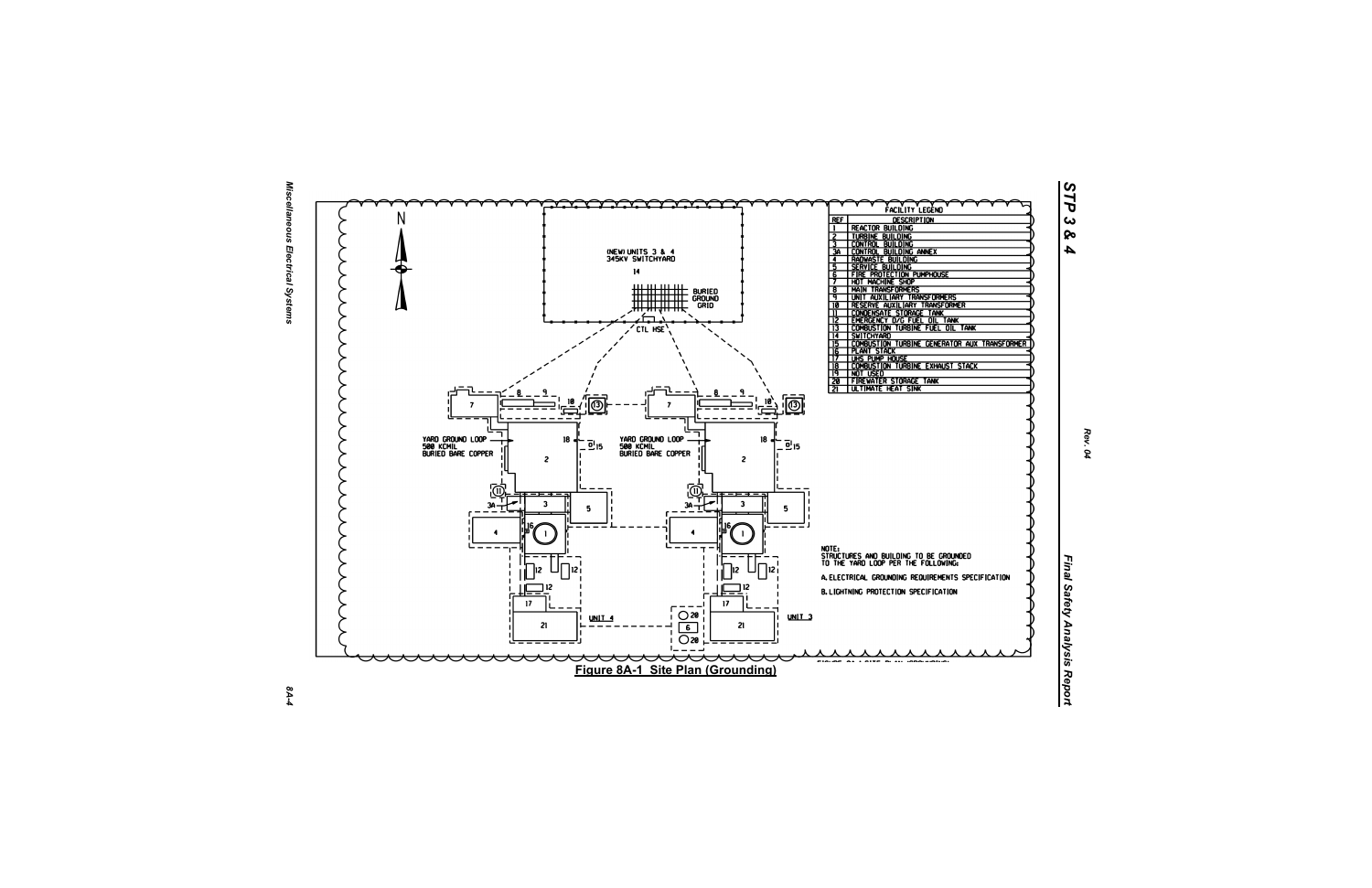| FACILITY LEGEND | |
|---|---|
| REF | DESCRIPTION |
| 1 | REACTOR BUILDING |
| 2 | TURBINE BUILDING |
| 3 | CONTROL BUILDING |
| 3A | CONTROL BUILDING ANNEX |
| 4 | RADWASTE BUILDING |
| 5 | SERVICE BUILDING |
| 6 | FIRE PROTECTION PUMPHOUSE |
| 7 | HOT MACHINE SHOP |
| 8 | MAIN TRANSFORMERS |
| 9 | UNIT AUXILIARY TRANSFORMERS |
| 10 | RESERVE AUXILIARY TRANSFORMER |
| 11 | CONDENSATE STORAGE TANK |
| 12 | EMERGENCY D/G FUEL OIL TANK |
| 13 | COMBUSTION TURBINE FUEL OIL TANK |
| 14 | SWITCHYARD |
| 15 | COMBUSTION TURBINE GENERATOR AUX TRANSFORMER |
| 16 | PLANT STACK |
| 17 | UHS PUMP HOUSE |
| 18 | COMBUSTION TURBINE EXHAUST STACK |
| 19 | NOT USED |
| 20 | FIREWATER STORAGE TANK |
| 21 | ULTIMATE HEAT SINK |

(NEW) UNITS 3 & 4
345KV SWITCHYARD
14

BURIED
GROUND
GRID

CTL HSE

YARD GROUND LOOP
500 KCMIL
BURIED BARE COPPER

UNIT 4

UNIT 3

NOTE:
STRUCTURES AND BUILDING TO BE GROUNDED TO THE YARD LOOP PER THE FOLLOWING:

A. ELECTRICAL GROUNDING REQUIREMENTS SPECIFICATION

B. LIGHTNING PROTECTION SPECIFICATION

**Figure 8A-1 Site Plan (Grounding)**